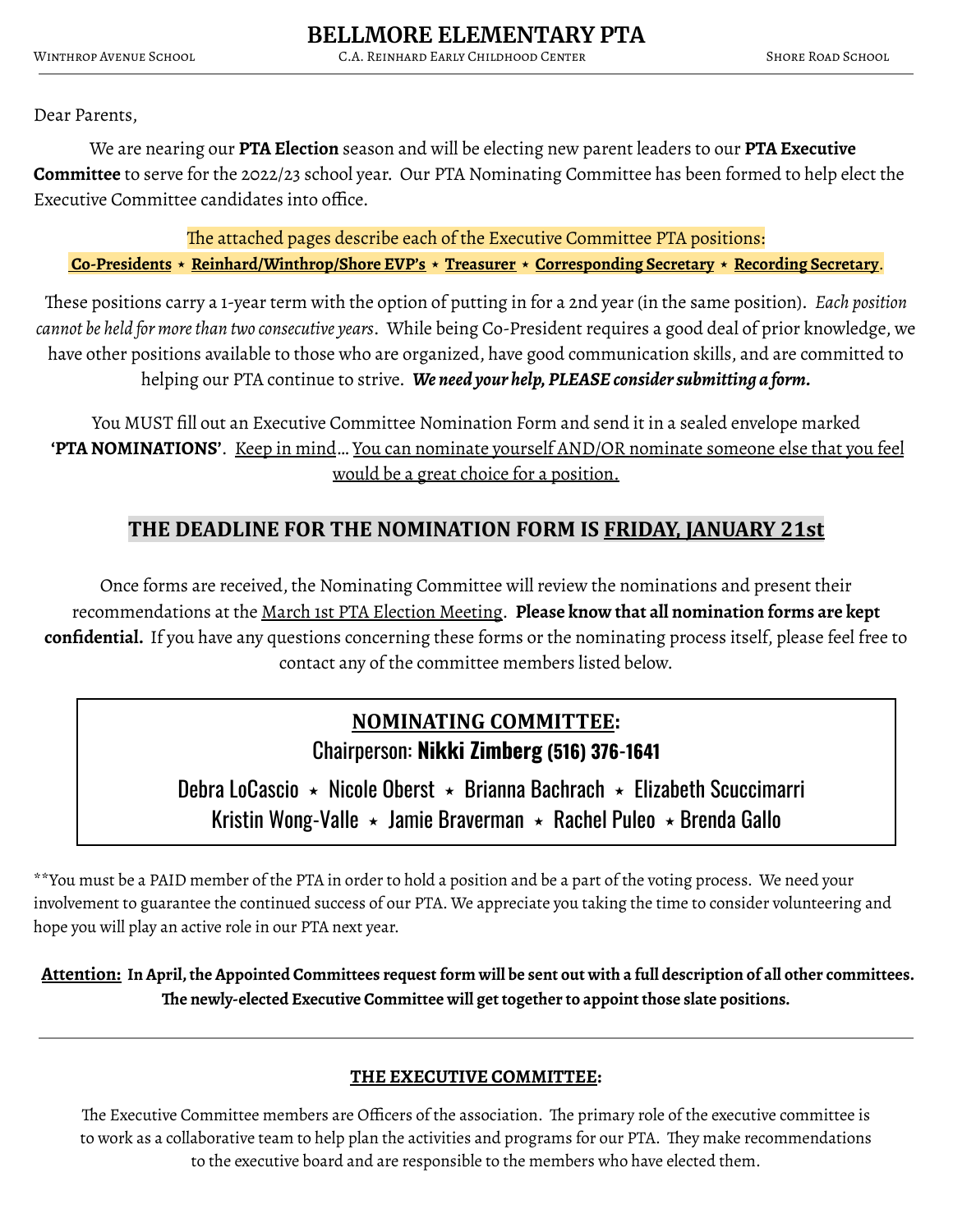# BELLMORE ELEMENTARY PTA

Winthrop Avenue School — C.A. Reinhard Early Childhood Center — Shore Road School

---

Dear Parents,

We are nearing our **PTA Election** season and will be electing new parent leaders to our **PTA Executive Committee** to serve for the 2022/23 school year. Our PTA Nominating Committee has been formed to help elect the Executive Committee candidates into office.

The attached pages describe each of the Executive Committee PTA positions:
**Co-Presidents** ⋆ **Reinhard/Winthrop/Shore EVP's** ⋆ **Treasurer** ⋆ **Corresponding Secretary** ⋆ **Recording Secretary**.

These positions carry a 1-year term with the option of putting in for a 2nd year (in the same position). *Each position cannot be held for more than two consecutive years*. While being Co-President requires a good deal of prior knowledge, we have other positions available to those who are organized, have good communication skills, and are committed to helping our PTA continue to strive. ***We need your help, PLEASE consider submitting a form.***

You MUST fill out an Executive Committee Nomination Form and send it in a sealed envelope marked **'PTA NOMINATIONS'**. Keep in mind… You can nominate yourself AND/OR nominate someone else that you feel would be a great choice for a position.

## THE DEADLINE FOR THE NOMINATION FORM IS FRIDAY, JANUARY 21st

Once forms are received, the Nominating Committee will review the nominations and present their recommendations at the March 1st PTA Election Meeting. **Please know that all nomination forms are kept confidential.** If you have any questions concerning these forms or the nominating process itself, please feel free to contact any of the committee members listed below.

**NOMINATING COMMITTEE:**

Chairperson: **Nikki Zimberg (516) 376-1641**

Debra LoCascio ⋆ Nicole Oberst ⋆ Brianna Bachrach ⋆ Elizabeth Scuccimarri
Kristin Wong-Valle ⋆ Jamie Braverman ⋆ Rachel Puleo ⋆ Brenda Gallo

**You must be a PAID member of the PTA in order to hold a position and be a part of the voting process. We need your involvement to guarantee the continued success of our PTA. We appreciate you taking the time to consider volunteering and hope you will play an active role in our PTA next year.

**Attention: In April, the Appointed Committees request form will be sent out with a full description of all other committees. The newly-elected Executive Committee will get together to appoint those slate positions.**

---

### THE EXECUTIVE COMMITTEE:

The Executive Committee members are Officers of the association. The primary role of the executive committee is to work as a collaborative team to help plan the activities and programs for our PTA. They make recommendations to the executive board and are responsible to the members who have elected them.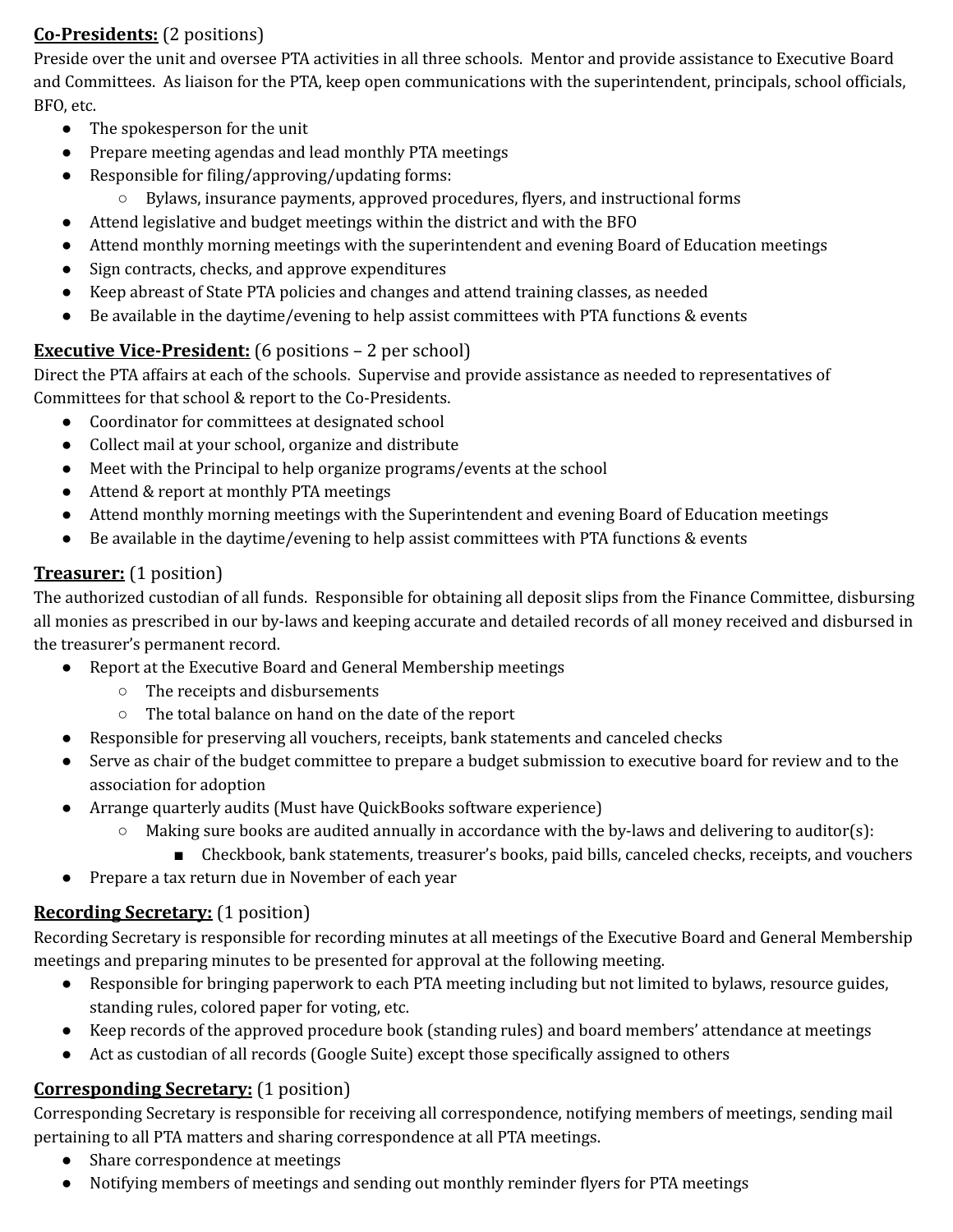**<u>Co-Presidents:</u>** (2 positions)

Preside over the unit and oversee PTA activities in all three schools. Mentor and provide assistance to Executive Board and Committees. As liaison for the PTA, keep open communications with the superintendent, principals, school officials, BFO, etc.

- The spokesperson for the unit
- Prepare meeting agendas and lead monthly PTA meetings
- Responsible for filing/approving/updating forms:
  - Bylaws, insurance payments, approved procedures, flyers, and instructional forms
- Attend legislative and budget meetings within the district and with the BFO
- Attend monthly morning meetings with the superintendent and evening Board of Education meetings
- Sign contracts, checks, and approve expenditures
- Keep abreast of State PTA policies and changes and attend training classes, as needed
- Be available in the daytime/evening to help assist committees with PTA functions & events

**<u>Executive Vice-President:</u>** (6 positions – 2 per school)

Direct the PTA affairs at each of the schools. Supervise and provide assistance as needed to representatives of Committees for that school & report to the Co-Presidents.

- Coordinator for committees at designated school
- Collect mail at your school, organize and distribute
- Meet with the Principal to help organize programs/events at the school
- Attend & report at monthly PTA meetings
- Attend monthly morning meetings with the Superintendent and evening Board of Education meetings
- Be available in the daytime/evening to help assist committees with PTA functions & events

**<u>Treasurer:</u>** (1 position)

The authorized custodian of all funds. Responsible for obtaining all deposit slips from the Finance Committee, disbursing all monies as prescribed in our by-laws and keeping accurate and detailed records of all money received and disbursed in the treasurer's permanent record.

- Report at the Executive Board and General Membership meetings
  - The receipts and disbursements
  - The total balance on hand on the date of the report
- Responsible for preserving all vouchers, receipts, bank statements and canceled checks
- Serve as chair of the budget committee to prepare a budget submission to executive board for review and to the association for adoption
- Arrange quarterly audits (Must have QuickBooks software experience)
  - Making sure books are audited annually in accordance with the by-laws and delivering to auditor(s):
    - Checkbook, bank statements, treasurer's books, paid bills, canceled checks, receipts, and vouchers
- Prepare a tax return due in November of each year

**<u>Recording Secretary:</u>** (1 position)

Recording Secretary is responsible for recording minutes at all meetings of the Executive Board and General Membership meetings and preparing minutes to be presented for approval at the following meeting.

- Responsible for bringing paperwork to each PTA meeting including but not limited to bylaws, resource guides, standing rules, colored paper for voting, etc.
- Keep records of the approved procedure book (standing rules) and board members' attendance at meetings
- Act as custodian of all records (Google Suite) except those specifically assigned to others

**<u>Corresponding Secretary:</u>** (1 position)

Corresponding Secretary is responsible for receiving all correspondence, notifying members of meetings, sending mail pertaining to all PTA matters and sharing correspondence at all PTA meetings.

- Share correspondence at meetings
- Notifying members of meetings and sending out monthly reminder flyers for PTA meetings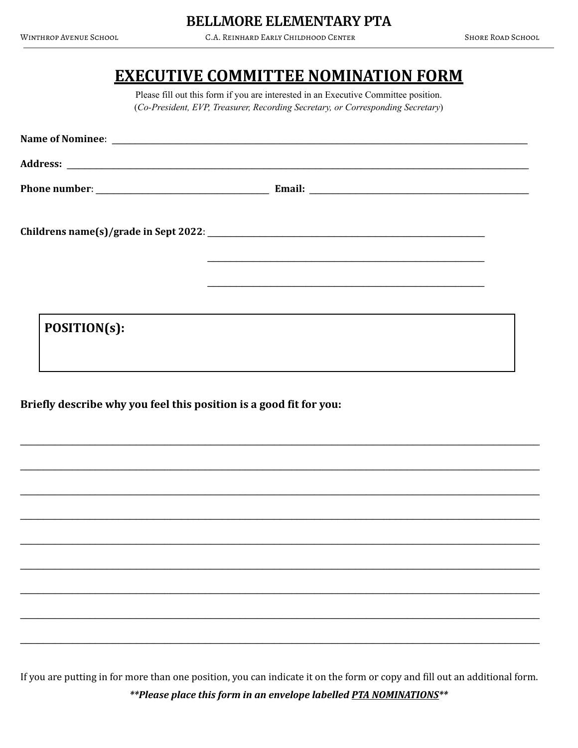# BELLMORE ELEMENTARY PTA

Winthrop Avenue School | C.A. Reinhard Early Childhood Center | Shore Road School

## EXECUTIVE COMMITTEE NOMINATION FORM

Please fill out this form if you are interested in an Executive Committee position.
(*Co-President, EVP, Treasurer, Recording Secretary, or Corresponding Secretary*)

**Name of Nominee**: ____________________________________________

**Address:** ____________________________________________

**Phone number**: ______________________ **Email:** ______________________

**Childrens name(s)/grade in Sept 2022**: ______________________________

______________________________

______________________________

**POSITION(s):**

**Briefly describe why you feel this position is a good fit for you:**

____________________________________________

____________________________________________

____________________________________________

____________________________________________

____________________________________________

____________________________________________

____________________________________________

____________________________________________

____________________________________________

If you are putting in for more than one position, you can indicate it on the form or copy and fill out an additional form.

***\*\*Please place this form in an envelope labelled PTA NOMINATIONS\*\****